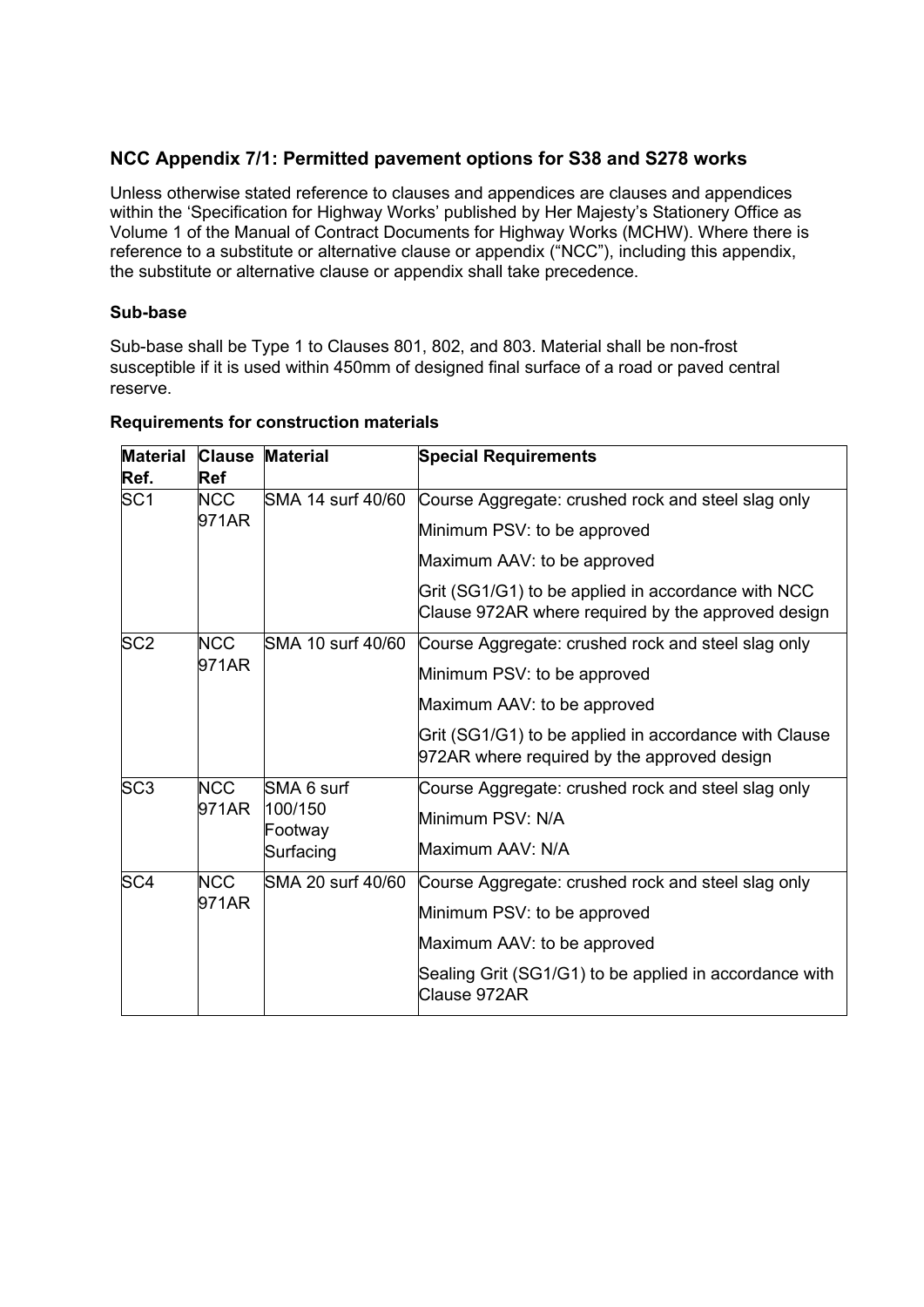## NCC Appendix 7/1: Permitted pavement options for S38 and S278 works

Unless otherwise stated reference to clauses and appendices are clauses and appendices within the 'Specification for Highway Works' published by Her Majesty's Stationery Office as Volume 1 of the Manual of Contract Documents for Highway Works (MCHW). Where there is reference to a substitute or alternative clause or appendix ("NCC"), including this appendix, the substitute or alternative clause or appendix shall take precedence.

### Sub-base

Sub-base shall be Type 1 to Clauses 801, 802, and 803. Material shall be non-frost susceptible if it is used within 450mm of designed final surface of a road or paved central reserve.

### Requirements for construction materials

| Material Ref. | Clause Ref | Material | Special Requirements |
|---|---|---|---|
| SC1 | NCC 971AR | SMA 14 surf 40/60 | Course Aggregate: crushed rock and steel slag only |
| | | | Minimum PSV: to be approved |
| | | | Maximum AAV: to be approved |
| | | | Grit (SG1/G1) to be applied in accordance with NCC Clause 972AR where required by the approved design |
| SC2 | NCC 971AR | SMA 10 surf 40/60 | Course Aggregate: crushed rock and steel slag only |
| | | | Minimum PSV: to be approved |
| | | | Maximum AAV: to be approved |
| | | | Grit (SG1/G1) to be applied in accordance with Clause 972AR where required by the approved design |
| SC3 | NCC 971AR | SMA 6 surf 100/150 Footway Surfacing | Course Aggregate: crushed rock and steel slag only |
| | | | Minimum PSV: N/A |
| | | | Maximum AAV: N/A |
| SC4 | NCC 971AR | SMA 20 surf 40/60 | Course Aggregate: crushed rock and steel slag only |
| | | | Minimum PSV: to be approved |
| | | | Maximum AAV: to be approved |
| | | | Sealing Grit (SG1/G1) to be applied in accordance with Clause 972AR |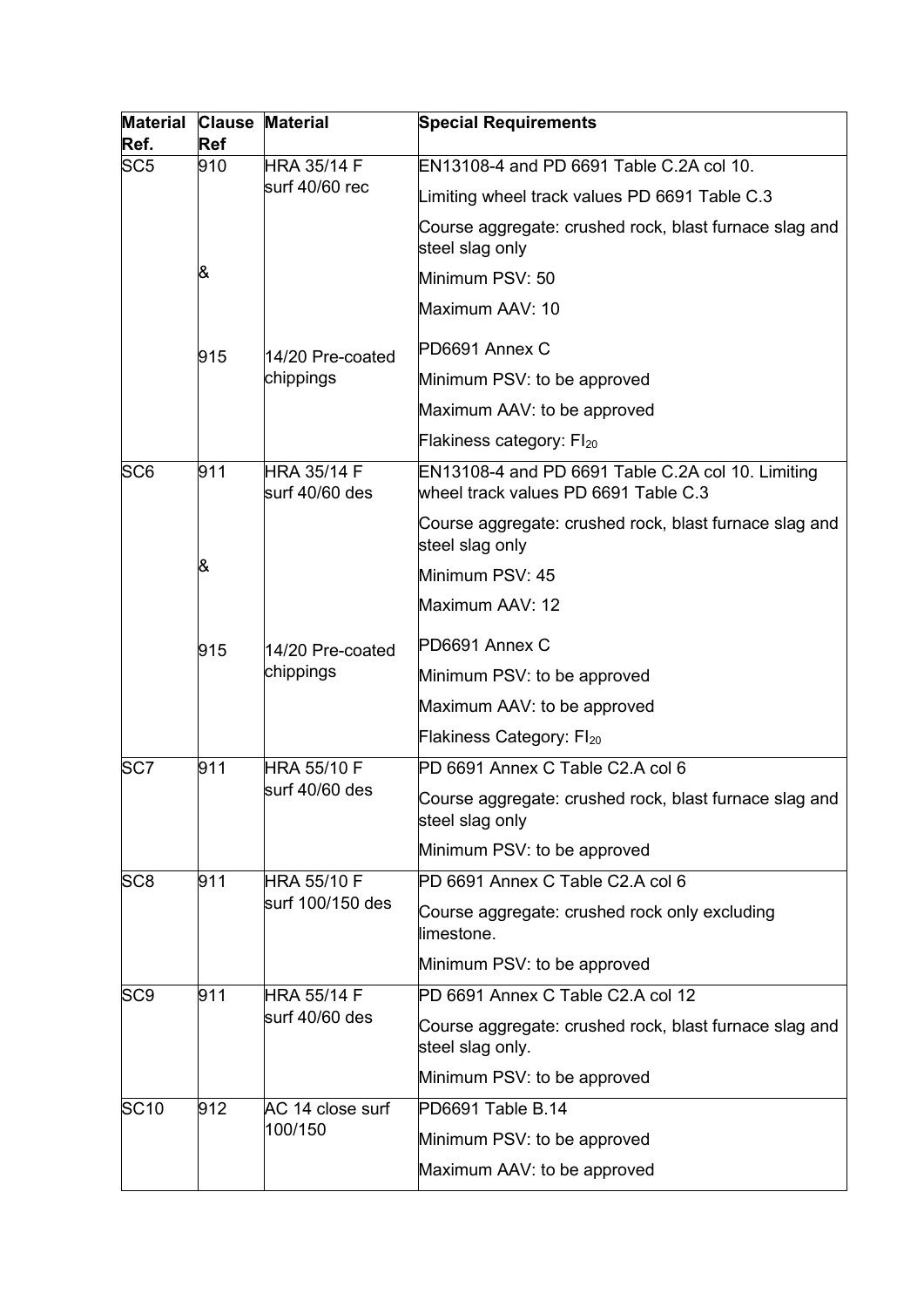| Material Ref. | Clause Ref | Material | Special Requirements |
| --- | --- | --- | --- |
| SC5 | 910 | HRA 35/14 F surf 40/60 rec | EN13108-4 and PD 6691 Table C.2A col 10. |
| | | | Limiting wheel track values PD 6691 Table C.3 |
| | | | Course aggregate: crushed rock, blast furnace slag and steel slag only |
| | & | | Minimum PSV: 50 |
| | | | Maximum AAV: 10 |
| | 915 | 14/20 Pre-coated chippings | PD6691 Annex C |
| | | | Minimum PSV: to be approved |
| | | | Maximum AAV: to be approved |
| | | | Flakiness category: $FI_{20}$ |
| SC6 | 911 | HRA 35/14 F surf 40/60 des | EN13108-4 and PD 6691 Table C.2A col 10. Limiting wheel track values PD 6691 Table C.3 |
| | | | Course aggregate: crushed rock, blast furnace slag and steel slag only |
| | & | | Minimum PSV: 45 |
| | | | Maximum AAV: 12 |
| | 915 | 14/20 Pre-coated chippings | PD6691 Annex C |
| | | | Minimum PSV: to be approved |
| | | | Maximum AAV: to be approved |
| | | | Flakiness Category: $FI_{20}$ |
| SC7 | 911 | HRA 55/10 F surf 40/60 des | PD 6691 Annex C Table C2.A col 6 |
| | | | Course aggregate: crushed rock, blast furnace slag and steel slag only |
| | | | Minimum PSV: to be approved |
| SC8 | 911 | HRA 55/10 F surf 100/150 des | PD 6691 Annex C Table C2.A col 6 |
| | | | Course aggregate: crushed rock only excluding limestone. |
| | | | Minimum PSV: to be approved |
| SC9 | 911 | HRA 55/14 F surf 40/60 des | PD 6691 Annex C Table C2.A col 12 |
| | | | Course aggregate: crushed rock, blast furnace slag and steel slag only. |
| | | | Minimum PSV: to be approved |
| SC10 | 912 | AC 14 close surf 100/150 | PD6691 Table B.14 |
| | | | Minimum PSV: to be approved |
| | | | Maximum AAV: to be approved |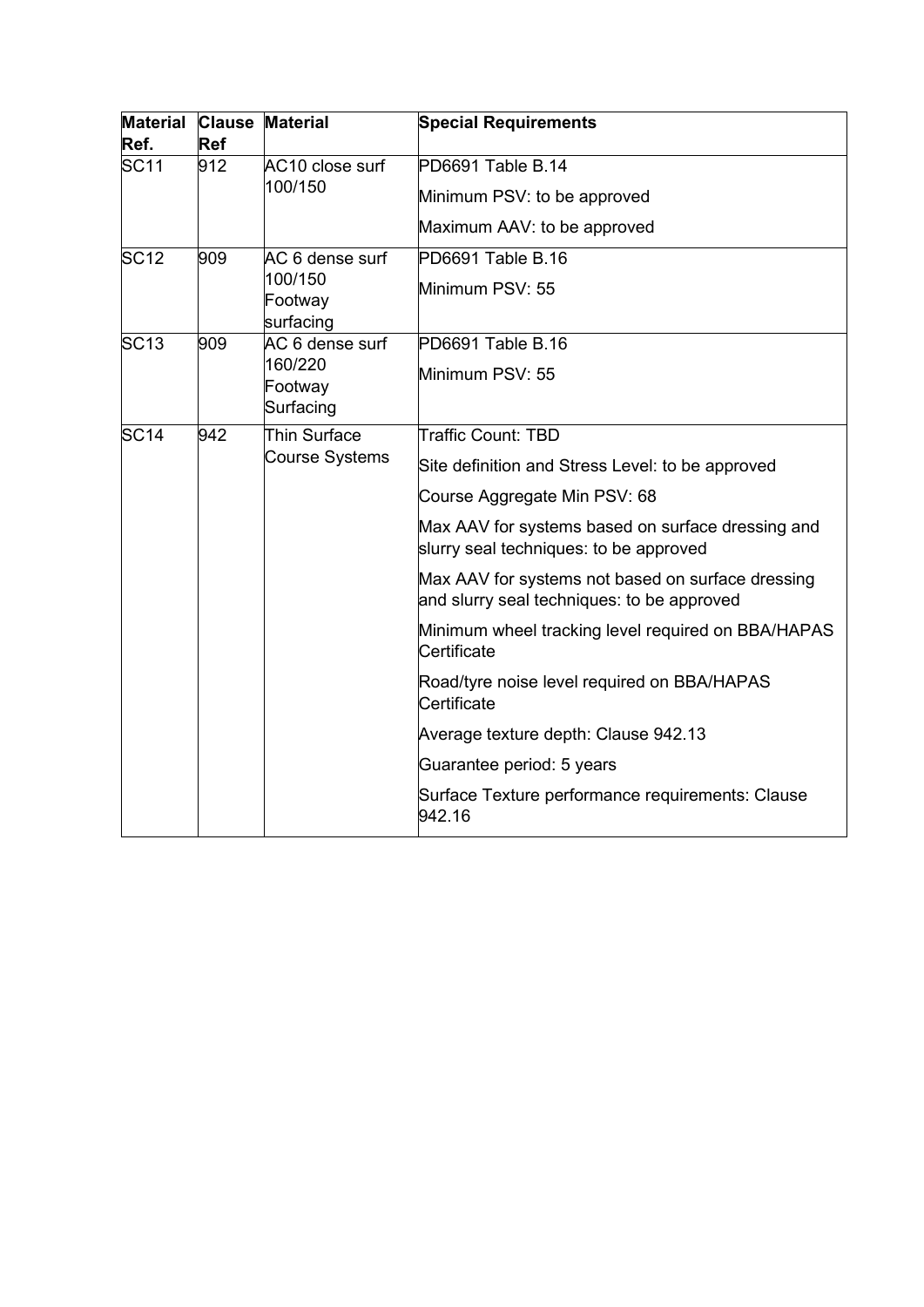| Material Ref. | Clause Ref | Material | Special Requirements |
|---|---|---|---|
| SC11 | 912 | AC10 close surf 100/150 | PD6691 Table B.14<br>Minimum PSV: to be approved<br>Maximum AAV: to be approved |
| SC12 | 909 | AC 6 dense surf 100/150 Footway surfacing | PD6691 Table B.16<br>Minimum PSV: 55 |
| SC13 | 909 | AC 6 dense surf 160/220 Footway Surfacing | PD6691 Table B.16<br>Minimum PSV: 55 |
| SC14 | 942 | Thin Surface Course Systems | Traffic Count: TBD<br>Site definition and Stress Level: to be approved<br>Course Aggregate Min PSV: 68<br>Max AAV for systems based on surface dressing and slurry seal techniques: to be approved<br>Max AAV for systems not based on surface dressing and slurry seal techniques: to be approved<br>Minimum wheel tracking level required on BBA/HAPAS Certificate<br>Road/tyre noise level required on BBA/HAPAS Certificate<br>Average texture depth: Clause 942.13<br>Guarantee period: 5 years<br>Surface Texture performance requirements: Clause 942.16 |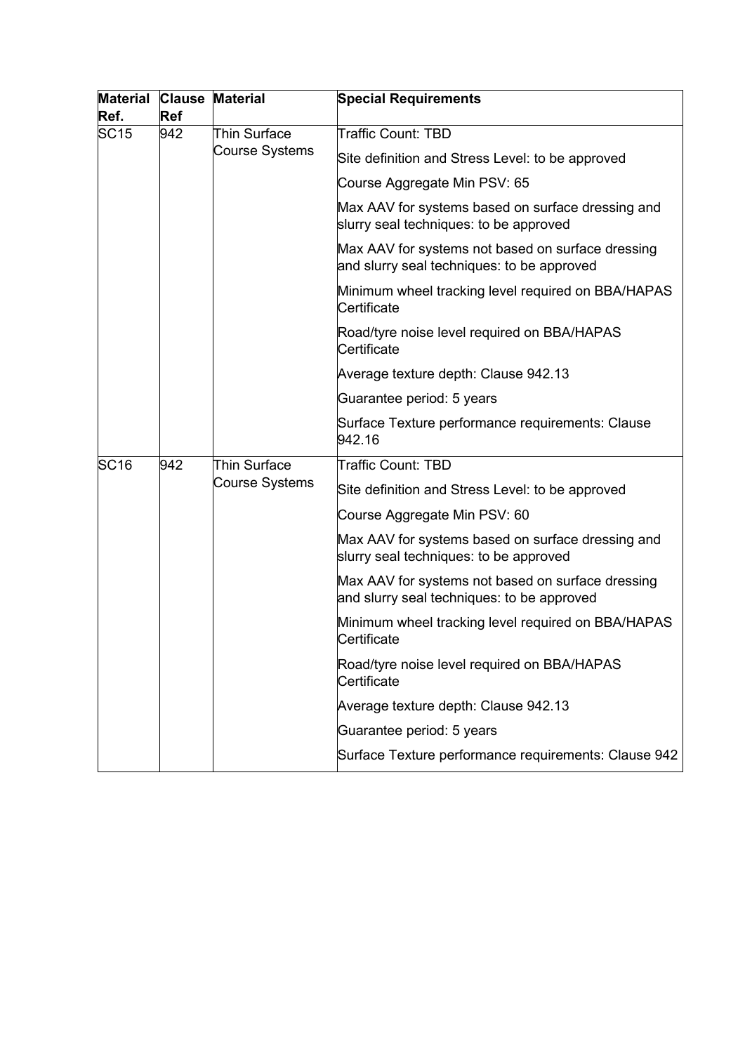| Material Ref. | Clause Ref | Material | Special Requirements |
|---|---|---|---|
| SC15 | 942 | Thin Surface Course Systems | Traffic Count: TBD |
| | | | Site definition and Stress Level: to be approved |
| | | | Course Aggregate Min PSV: 65 |
| | | | Max AAV for systems based on surface dressing and slurry seal techniques: to be approved |
| | | | Max AAV for systems not based on surface dressing and slurry seal techniques: to be approved |
| | | | Minimum wheel tracking level required on BBA/HAPAS Certificate |
| | | | Road/tyre noise level required on BBA/HAPAS Certificate |
| | | | Average texture depth: Clause 942.13 |
| | | | Guarantee period: 5 years |
| | | | Surface Texture performance requirements: Clause 942.16 |
| SC16 | 942 | Thin Surface Course Systems | Traffic Count: TBD |
| | | | Site definition and Stress Level: to be approved |
| | | | Course Aggregate Min PSV: 60 |
| | | | Max AAV for systems based on surface dressing and slurry seal techniques: to be approved |
| | | | Max AAV for systems not based on surface dressing and slurry seal techniques: to be approved |
| | | | Minimum wheel tracking level required on BBA/HAPAS Certificate |
| | | | Road/tyre noise level required on BBA/HAPAS Certificate |
| | | | Average texture depth: Clause 942.13 |
| | | | Guarantee period: 5 years |
| | | | Surface Texture performance requirements: Clause 942 |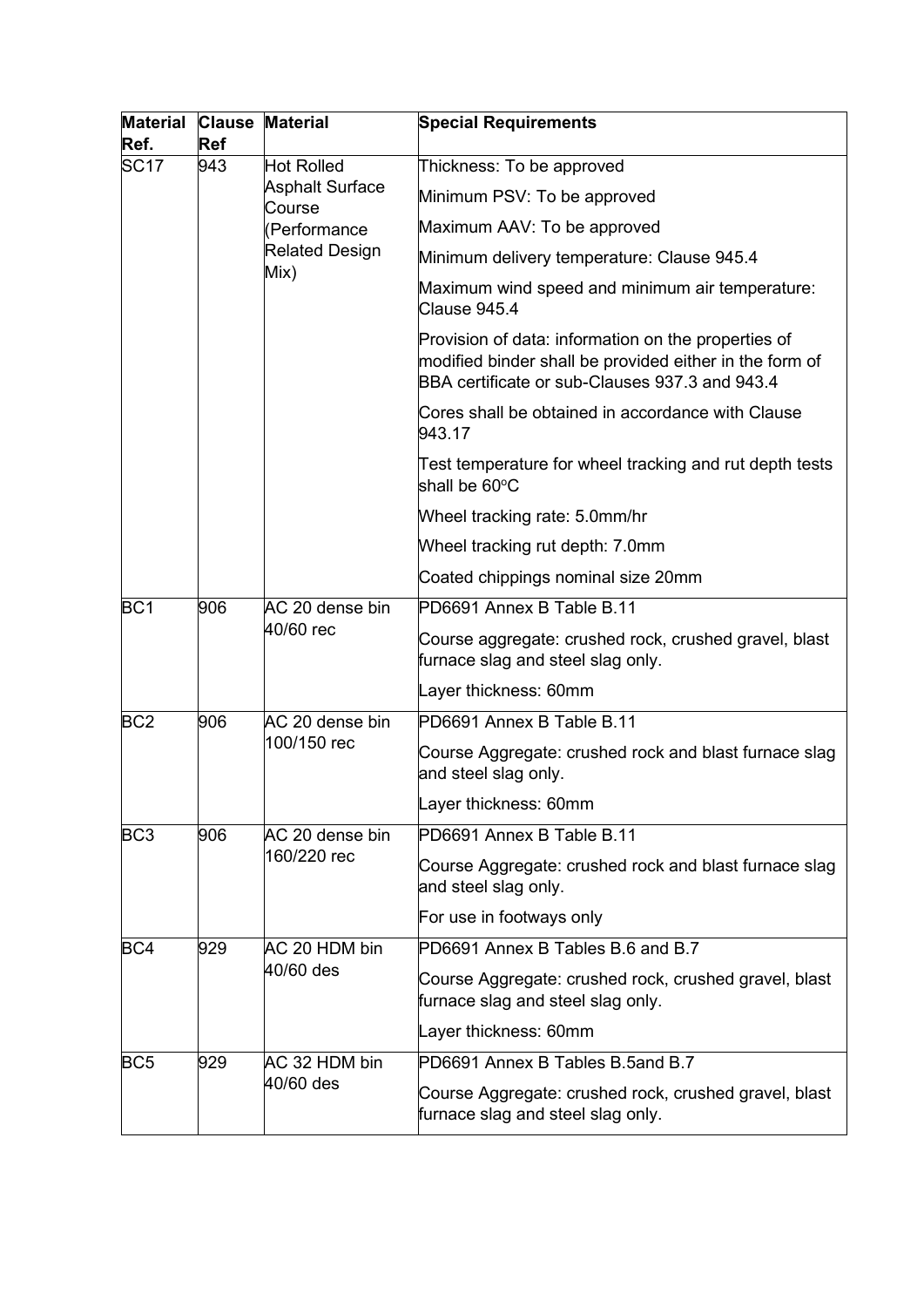| Material Ref. | Clause Ref | Material | Special Requirements |
|---|---|---|---|
| SC17 | 943 | Hot Rolled Asphalt Surface Course (Performance Related Design Mix) | Thickness: To be approved |
| | | | Minimum PSV: To be approved |
| | | | Maximum AAV: To be approved |
| | | | Minimum delivery temperature: Clause 945.4 |
| | | | Maximum wind speed and minimum air temperature: Clause 945.4 |
| | | | Provision of data: information on the properties of modified binder shall be provided either in the form of BBA certificate or sub-Clauses 937.3 and 943.4 |
| | | | Cores shall be obtained in accordance with Clause 943.17 |
| | | | Test temperature for wheel tracking and rut depth tests shall be 60°C |
| | | | Wheel tracking rate: 5.0mm/hr |
| | | | Wheel tracking rut depth: 7.0mm |
| | | | Coated chippings nominal size 20mm |
| BC1 | 906 | AC 20 dense bin 40/60 rec | PD6691 Annex B Table B.11 |
| | | | Course aggregate: crushed rock, crushed gravel, blast furnace slag and steel slag only. |
| | | | Layer thickness: 60mm |
| BC2 | 906 | AC 20 dense bin 100/150 rec | PD6691 Annex B Table B.11 |
| | | | Course Aggregate: crushed rock and blast furnace slag and steel slag only. |
| | | | Layer thickness: 60mm |
| BC3 | 906 | AC 20 dense bin 160/220 rec | PD6691 Annex B Table B.11 |
| | | | Course Aggregate: crushed rock and blast furnace slag and steel slag only. |
| | | | For use in footways only |
| BC4 | 929 | AC 20 HDM bin 40/60 des | PD6691 Annex B Tables B.6 and B.7 |
| | | | Course Aggregate: crushed rock, crushed gravel, blast furnace slag and steel slag only. |
| | | | Layer thickness: 60mm |
| BC5 | 929 | AC 32 HDM bin 40/60 des | PD6691 Annex B Tables B.5and B.7 |
| | | | Course Aggregate: crushed rock, crushed gravel, blast furnace slag and steel slag only. |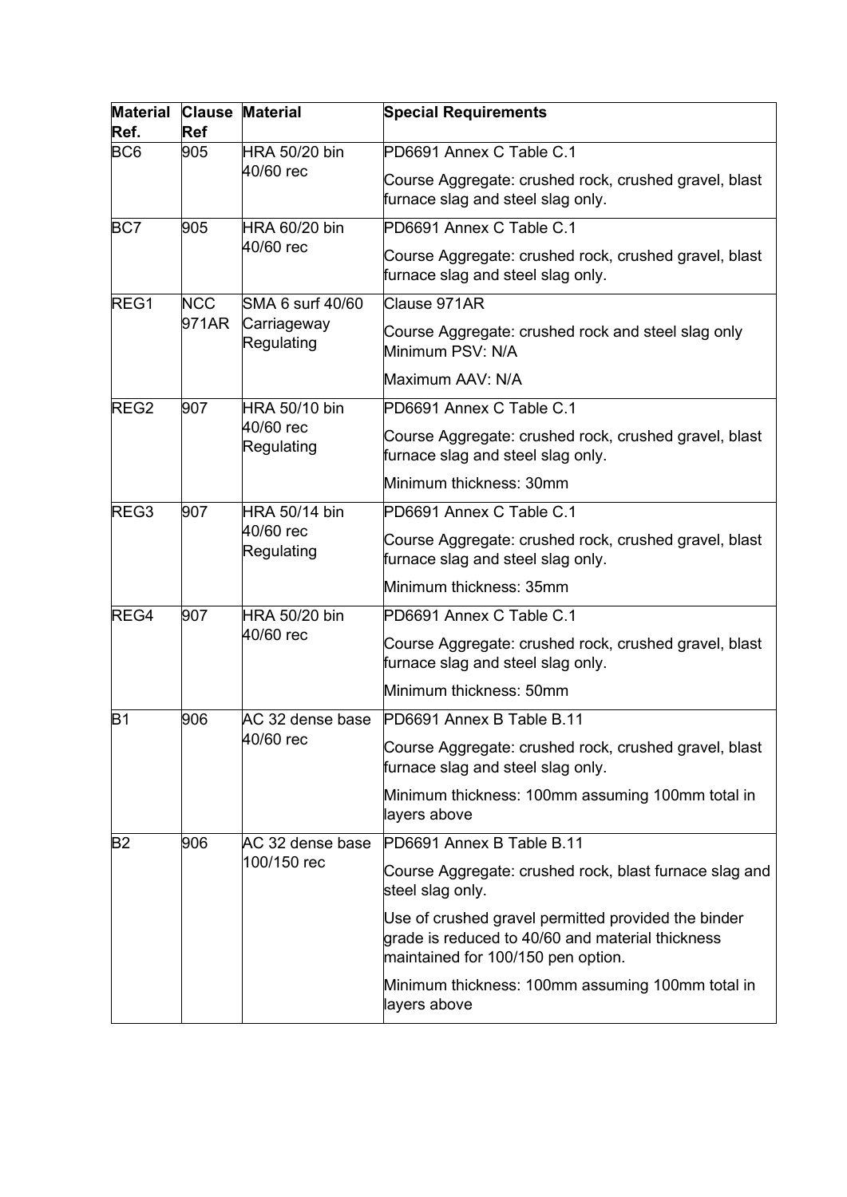| Material Ref. | Clause Ref | Material | Special Requirements |
|---|---|---|---|
| BC6 | 905 | HRA 50/20 bin 40/60 rec | PD6691 Annex C Table C.1<br><br>Course Aggregate: crushed rock, crushed gravel, blast furnace slag and steel slag only. |
| BC7 | 905 | HRA 60/20 bin 40/60 rec | PD6691 Annex C Table C.1<br><br>Course Aggregate: crushed rock, crushed gravel, blast furnace slag and steel slag only. |
| REG1 | NCC 971AR | SMA 6 surf 40/60 Carriageway Regulating | Clause 971AR<br><br>Course Aggregate: crushed rock and steel slag only Minimum PSV: N/A<br><br>Maximum AAV: N/A |
| REG2 | 907 | HRA 50/10 bin 40/60 rec Regulating | PD6691 Annex C Table C.1<br><br>Course Aggregate: crushed rock, crushed gravel, blast furnace slag and steel slag only.<br><br>Minimum thickness: 30mm |
| REG3 | 907 | HRA 50/14 bin 40/60 rec Regulating | PD6691 Annex C Table C.1<br><br>Course Aggregate: crushed rock, crushed gravel, blast furnace slag and steel slag only.<br><br>Minimum thickness: 35mm |
| REG4 | 907 | HRA 50/20 bin 40/60 rec | PD6691 Annex C Table C.1<br><br>Course Aggregate: crushed rock, crushed gravel, blast furnace slag and steel slag only.<br><br>Minimum thickness: 50mm |
| B1 | 906 | AC 32 dense base 40/60 rec | PD6691 Annex B Table B.11<br><br>Course Aggregate: crushed rock, crushed gravel, blast furnace slag and steel slag only.<br><br>Minimum thickness: 100mm assuming 100mm total in layers above |
| B2 | 906 | AC 32 dense base 100/150 rec | PD6691 Annex B Table B.11<br><br>Course Aggregate: crushed rock, blast furnace slag and steel slag only.<br><br>Use of crushed gravel permitted provided the binder grade is reduced to 40/60 and material thickness maintained for 100/150 pen option.<br><br>Minimum thickness: 100mm assuming 100mm total in layers above |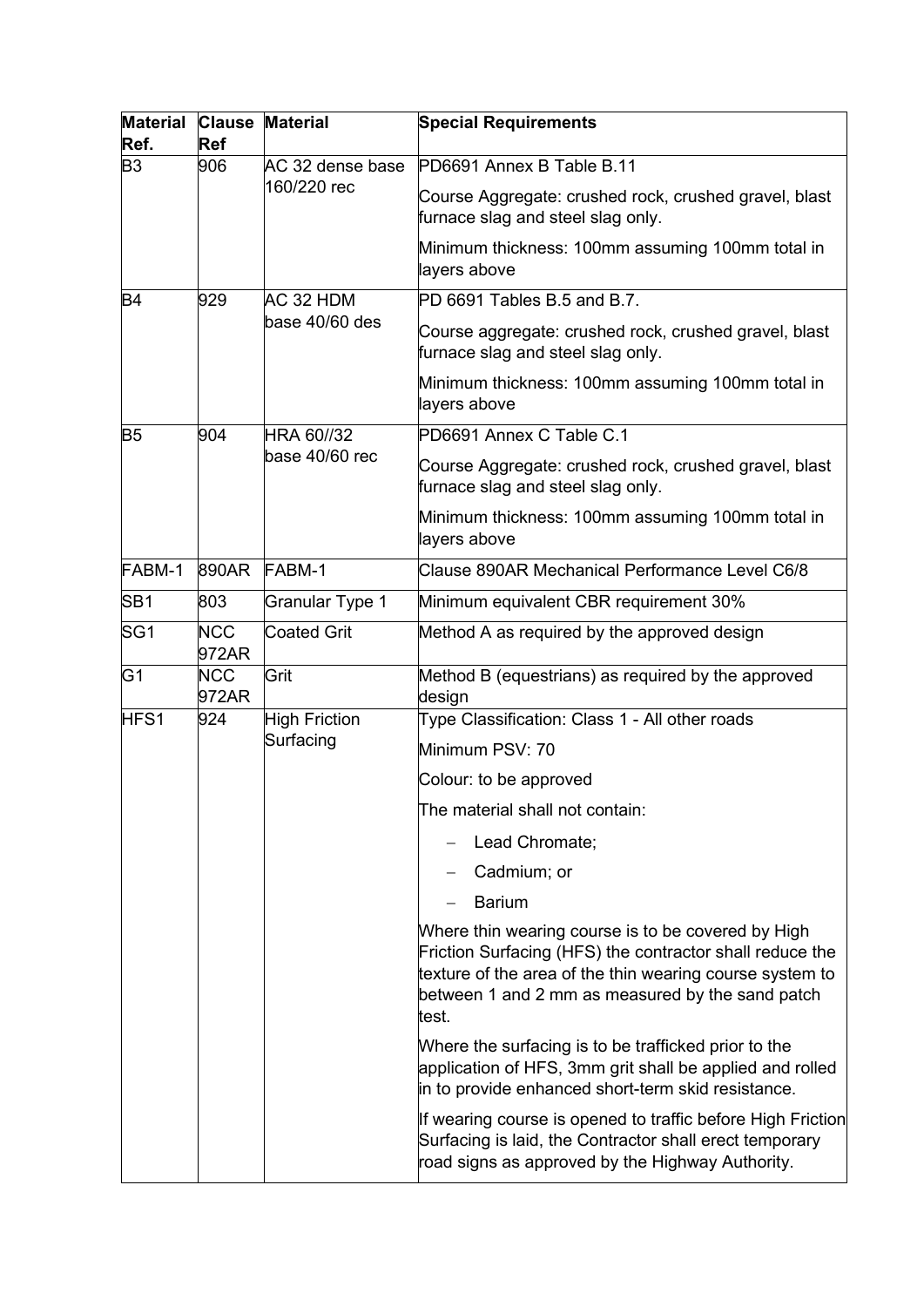| Material Ref. | Clause Ref | Material | Special Requirements |
|---|---|---|---|
| B3 | 906 | AC 32 dense base 160/220 rec | PD6691 Annex B Table B.11<br><br>Course Aggregate: crushed rock, crushed gravel, blast furnace slag and steel slag only.<br><br>Minimum thickness: 100mm assuming 100mm total in layers above |
| B4 | 929 | AC 32 HDM base 40/60 des | PD 6691 Tables B.5 and B.7.<br><br>Course aggregate: crushed rock, crushed gravel, blast furnace slag and steel slag only.<br><br>Minimum thickness: 100mm assuming 100mm total in layers above |
| B5 | 904 | HRA 60//32 base 40/60 rec | PD6691 Annex C Table C.1<br><br>Course Aggregate: crushed rock, crushed gravel, blast furnace slag and steel slag only.<br><br>Minimum thickness: 100mm assuming 100mm total in layers above |
| FABM-1 | 890AR | FABM-1 | Clause 890AR Mechanical Performance Level C6/8 |
| SB1 | 803 | Granular Type 1 | Minimum equivalent CBR requirement 30% |
| SG1 | NCC 972AR | Coated Grit | Method A as required by the approved design |
| G1 | NCC 972AR | Grit | Method B (equestrians) as required by the approved design |
| HFS1 | 924 | High Friction Surfacing | Type Classification: Class 1 - All other roads<br><br>Minimum PSV: 70<br><br>Colour: to be approved<br><br>The material shall not contain:<br>– Lead Chromate;<br>– Cadmium; or<br>– Barium<br><br>Where thin wearing course is to be covered by High Friction Surfacing (HFS) the contractor shall reduce the texture of the area of the thin wearing course system to between 1 and 2 mm as measured by the sand patch test.<br><br>Where the surfacing is to be trafficked prior to the application of HFS, 3mm grit shall be applied and rolled in to provide enhanced short-term skid resistance.<br><br>If wearing course is opened to traffic before High Friction Surfacing is laid, the Contractor shall erect temporary road signs as approved by the Highway Authority. |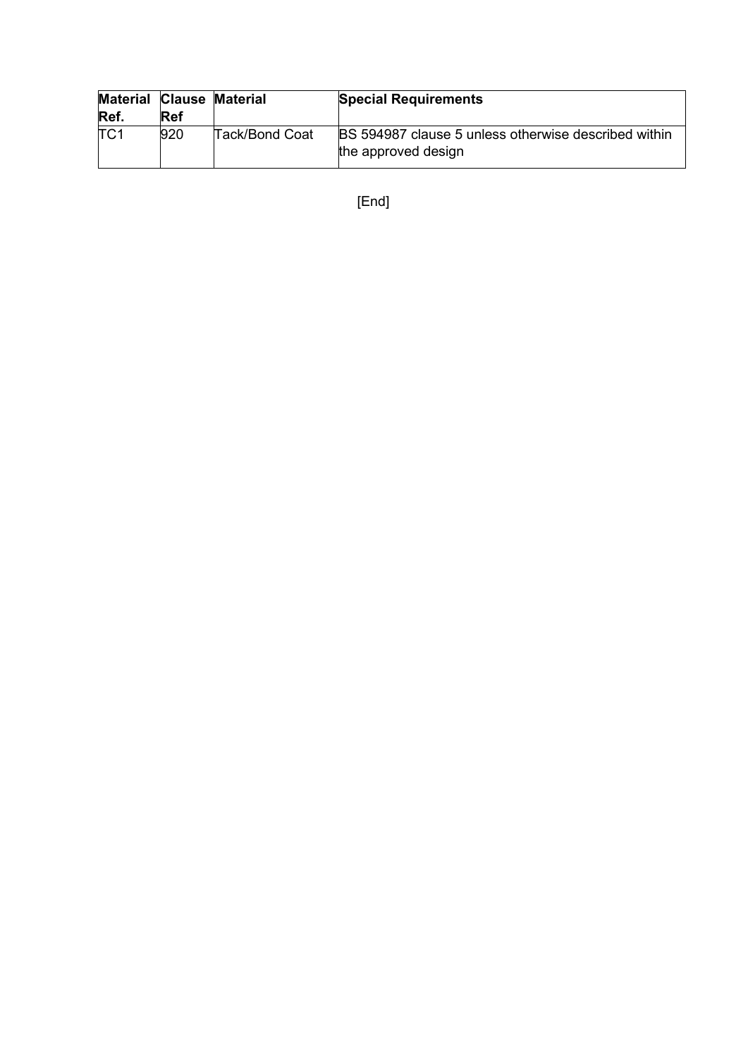| Material Ref. | Clause Ref | Material | Special Requirements |
|---|---|---|---|
| TC1 | 920 | Tack/Bond Coat | BS 594987 clause 5 unless otherwise described within the approved design |

[End]